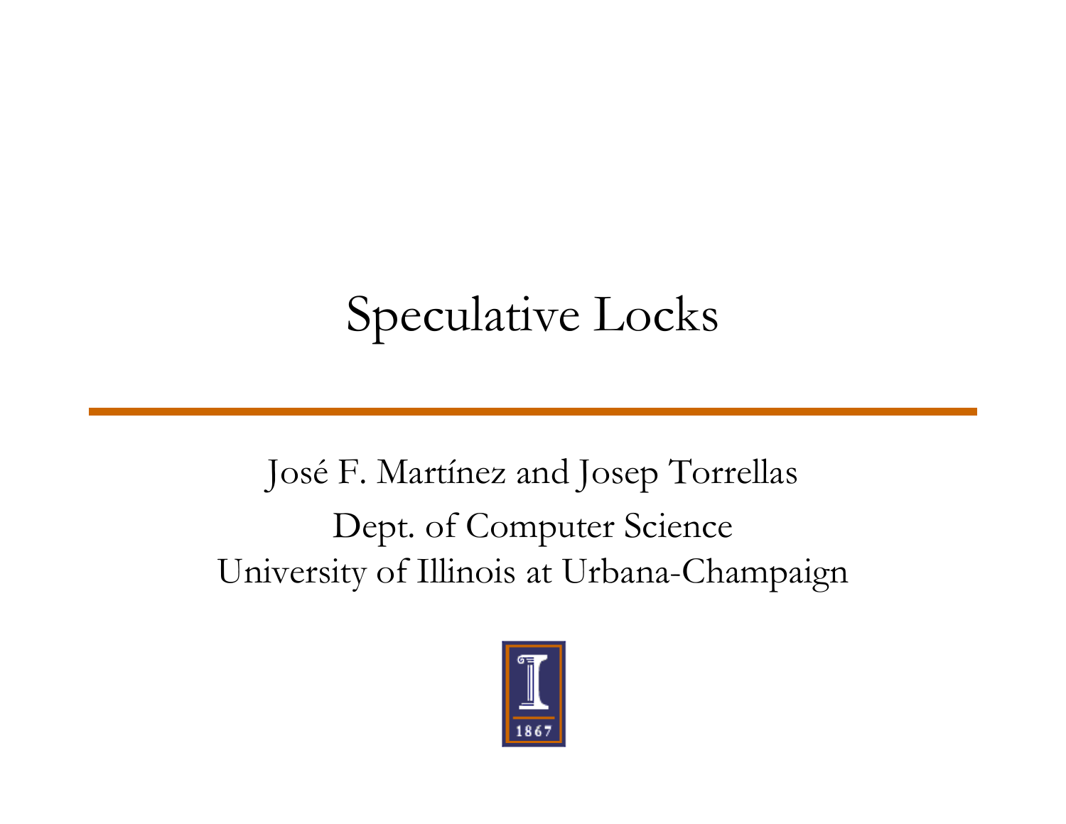# Speculative Locks

José F. Martínez and Josep Torrellas

Dept. of Computer Science

University of Illinois at Urbana-Champaign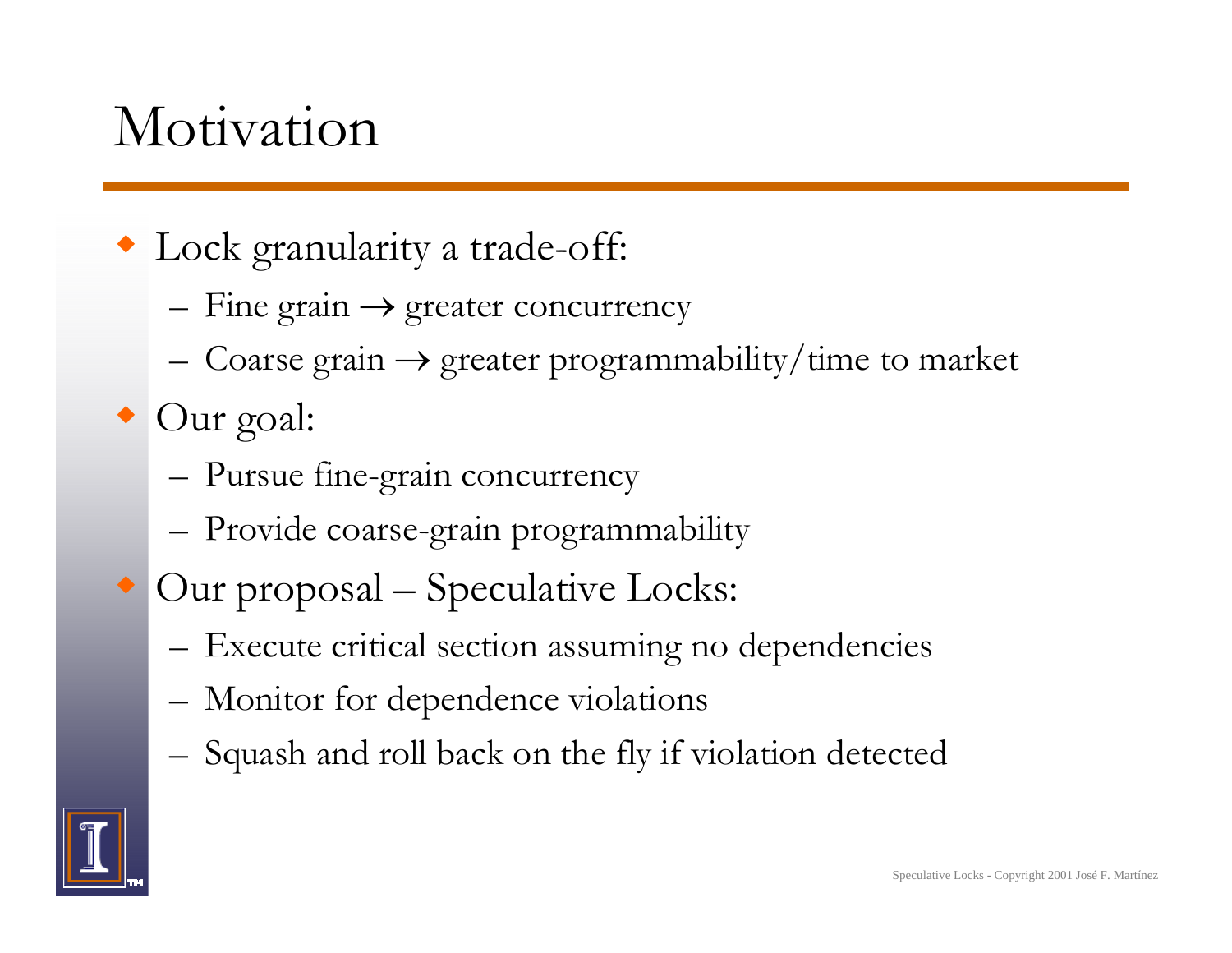# Motivation

- Lock granularity a trade-off:
  - Fine grain → greater concurrency
  - Coarse grain → greater programmability/time to market
- Our goal:
  - Pursue fine-grain concurrency
  - Provide coarse-grain programmability
- Our proposal – Speculative Locks:
  - Execute critical section assuming no dependencies
  - Monitor for dependence violations
  - Squash and roll back on the fly if violation detected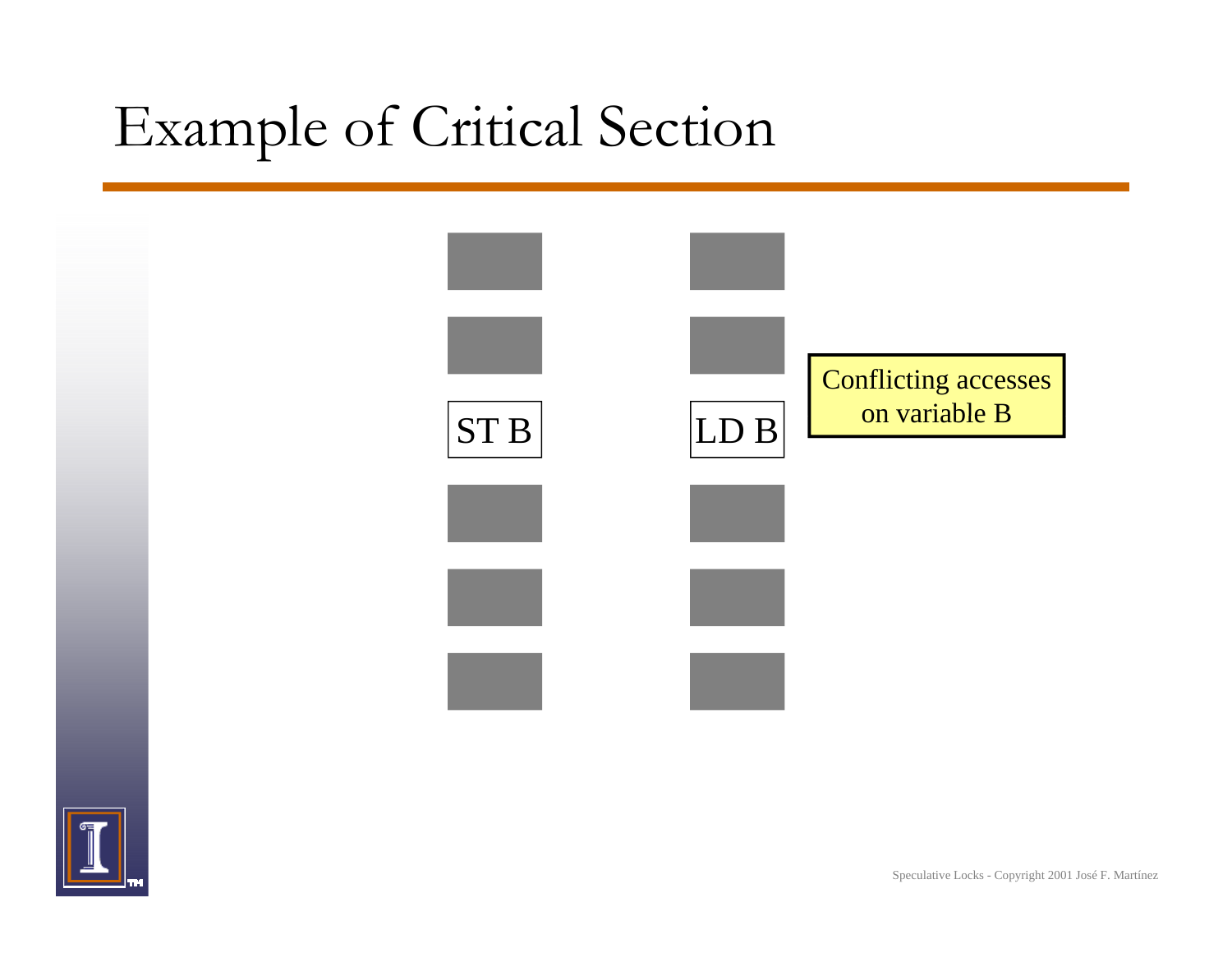# Example of Critical Section

ST B

LD B

Conflicting accesses on variable B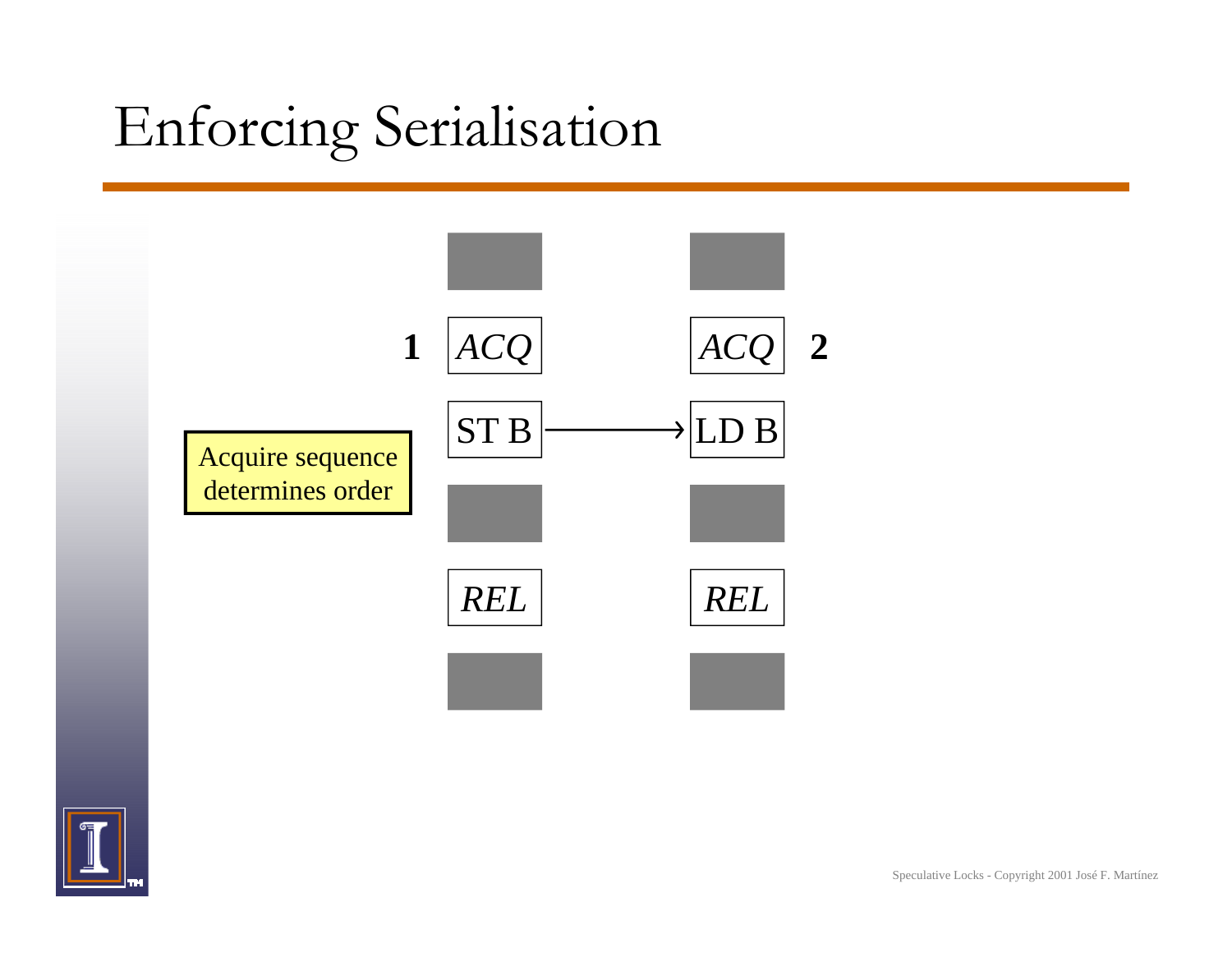# Enforcing Serialisation

| | Thread 1 | | Thread 2 | |
|---|---|---|---|---|
| 1 | *ACQ* | | *ACQ* | 2 |
| | ST B | → | LD B | |
| | *REL* | | *REL* | |

Acquire sequence determines order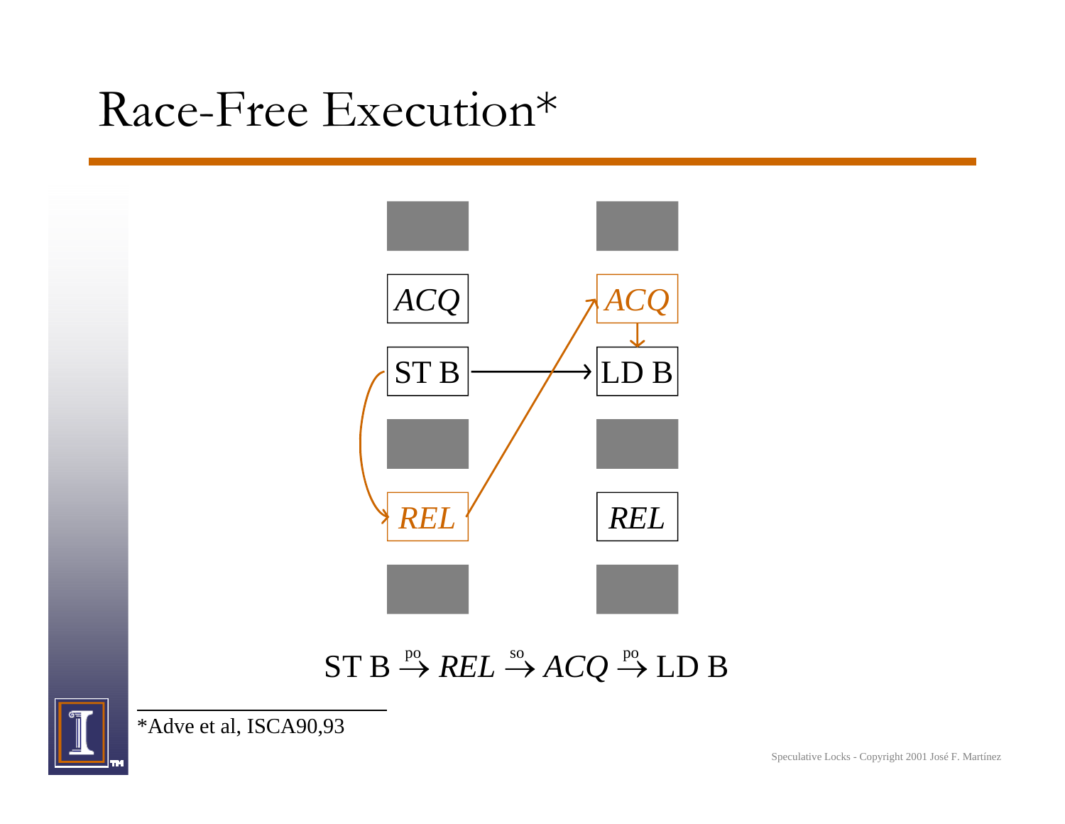# Race-Free Execution*

ACQ

ST B → LD B

REL

ACQ

LD B

REL

$$\text{ST B} \xrightarrow{\text{po}} \mathit{REL} \xrightarrow{\text{so}} \mathit{ACQ} \xrightarrow{\text{po}} \text{LD B}$$

*Adve et al, ISCA90,93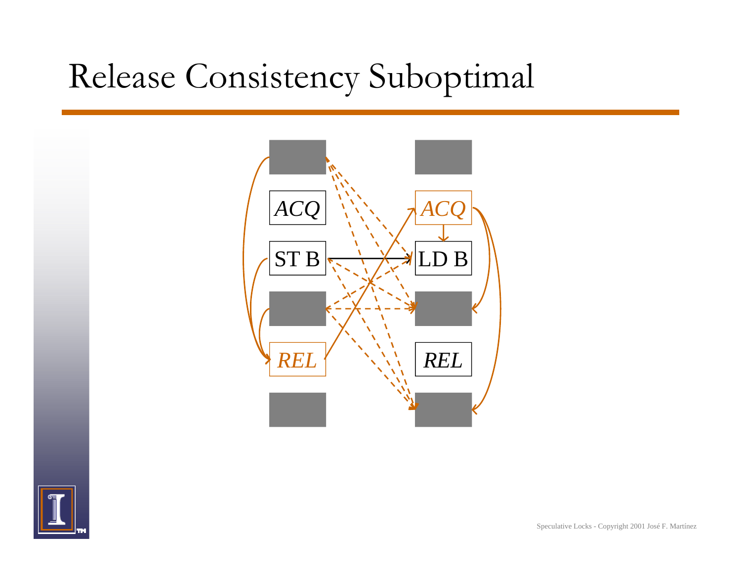# Release Consistency Suboptimal

ACQ

ST B

*REL*

*ACQ*

LD B

REL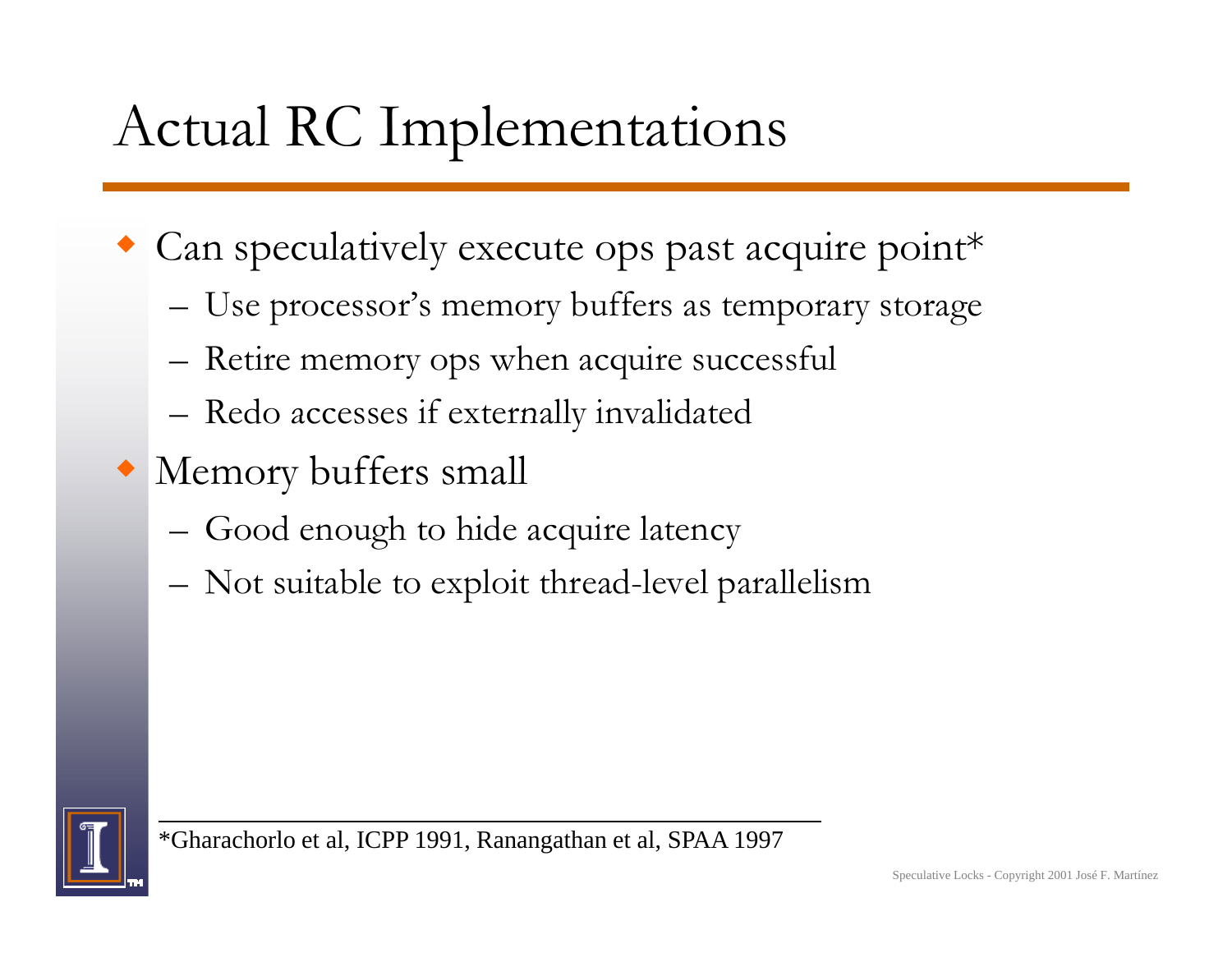# Actual RC Implementations

- Can speculatively execute ops past acquire point*
  - Use processor's memory buffers as temporary storage
  - Retire memory ops when acquire successful
  - Redo accesses if externally invalidated
- Memory buffers small
  - Good enough to hide acquire latency
  - Not suitable to exploit thread-level parallelism

---

*Gharachorlo et al, ICPP 1991, Ranangathan et al, SPAA 1997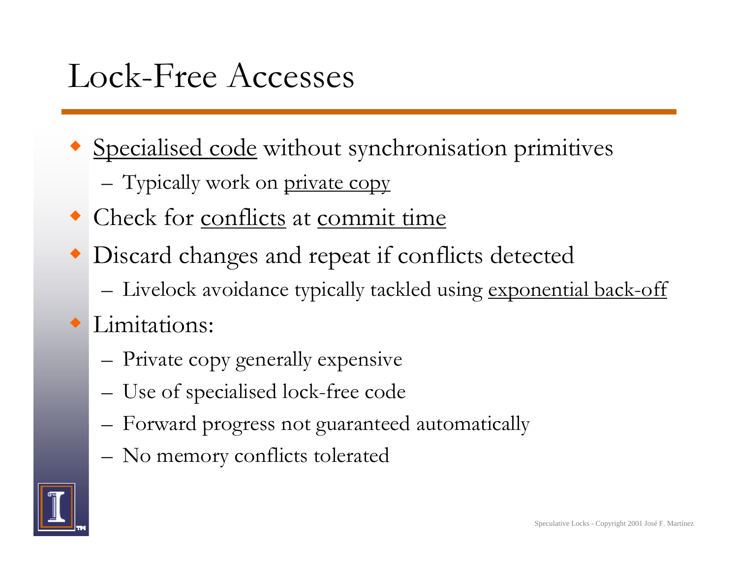# Lock-Free Accesses

- <u>Specialised code</u> without synchronisation primitives
  - Typically work on <u>private copy</u>
- Check for <u>conflicts</u> at <u>commit time</u>
- Discard changes and repeat if conflicts detected
  - Livelock avoidance typically tackled using <u>exponential back-off</u>
- Limitations:
  - Private copy generally expensive
  - Use of specialised lock-free code
  - Forward progress not guaranteed automatically
  - No memory conflicts tolerated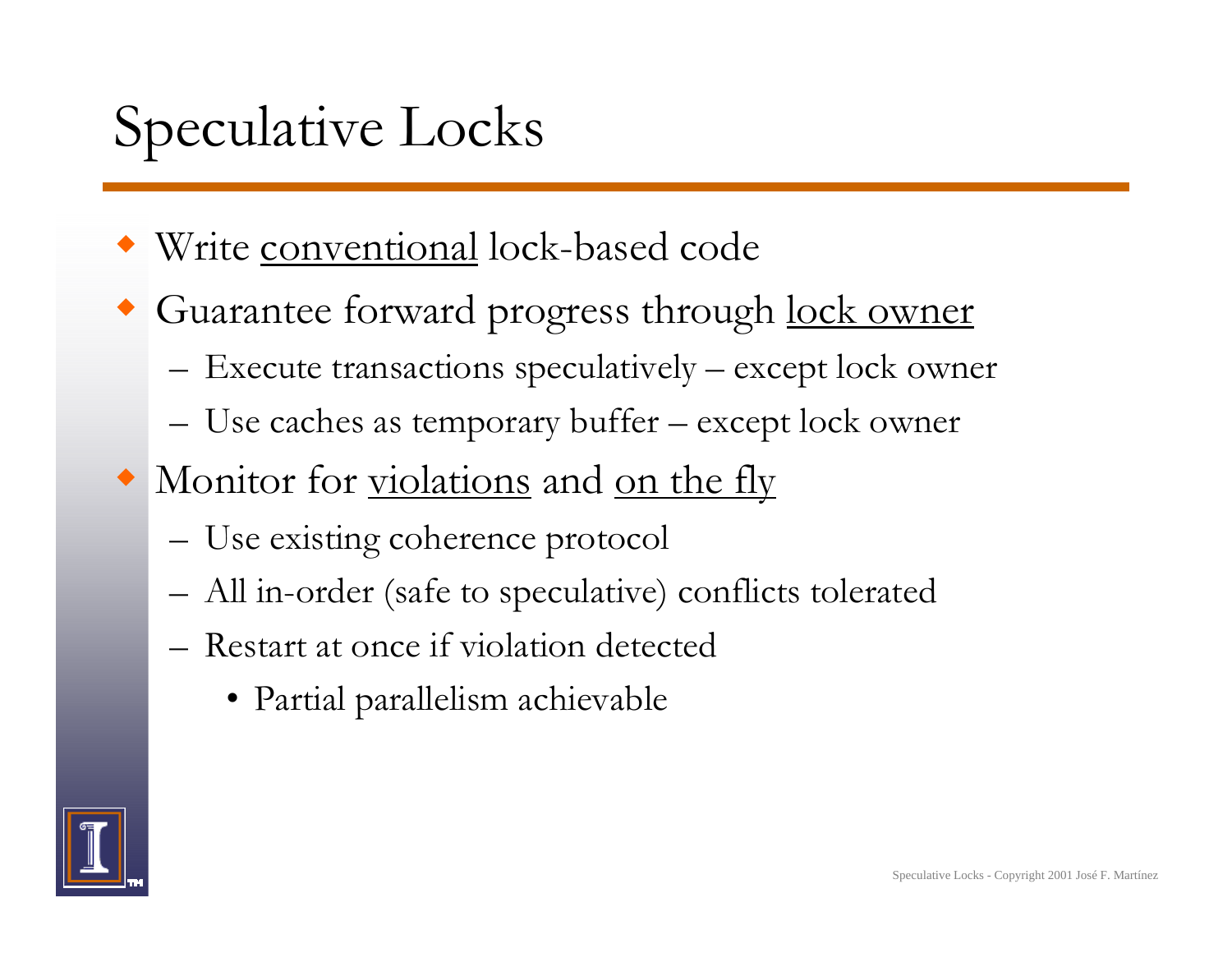# Speculative Locks

- Write <u>conventional</u> lock-based code
- Guarantee forward progress through <u>lock owner</u>
  - Execute transactions speculatively – except lock owner
  - Use caches as temporary buffer – except lock owner
- Monitor for <u>violations</u> and <u>on the fly</u>
  - Use existing coherence protocol
  - All in-order (safe to speculative) conflicts tolerated
  - Restart at once if violation detected
    - Partial parallelism achievable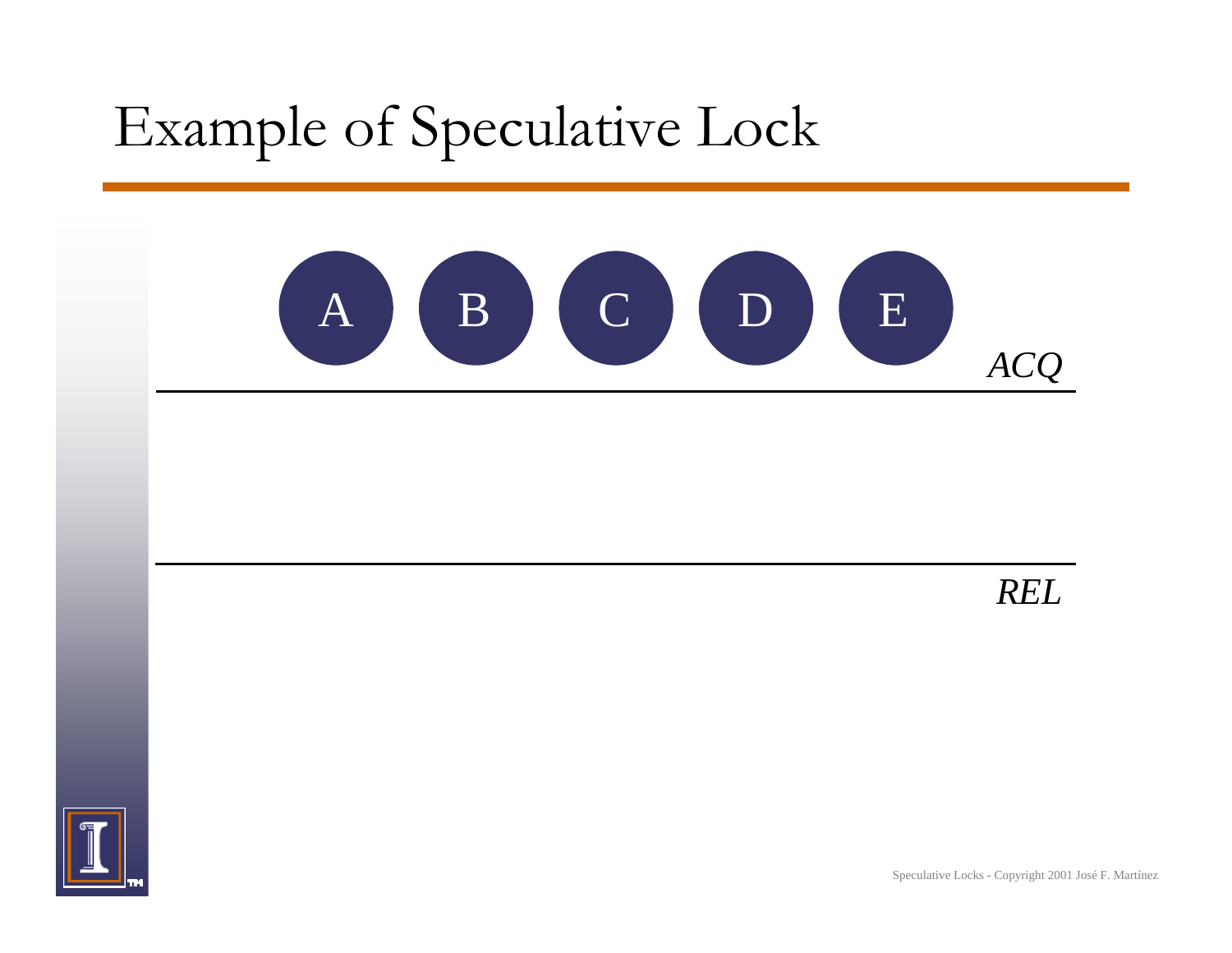# Example of Speculative Lock

A B C D E

*ACQ*

*REL*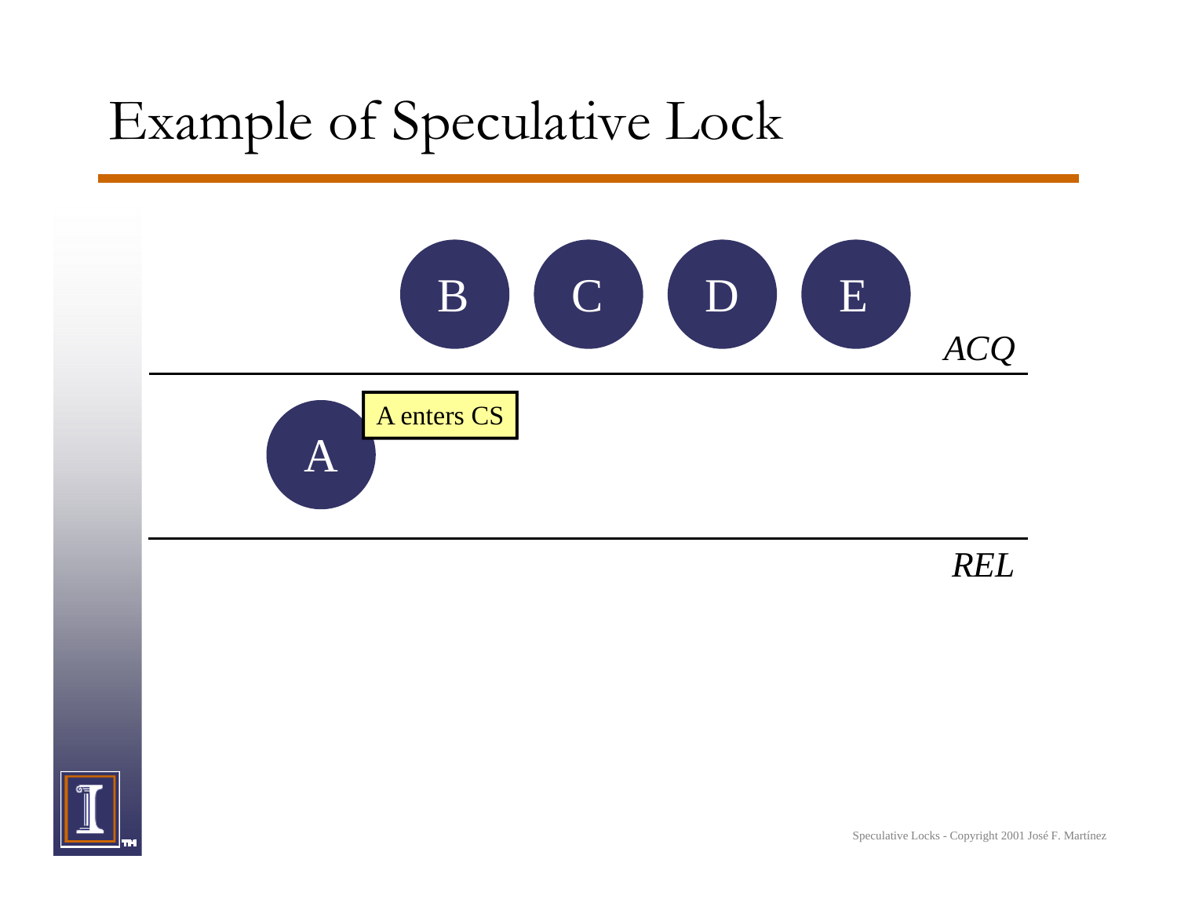# Example of Speculative Lock

B C D E

*ACQ*

A enters CS

A

*REL*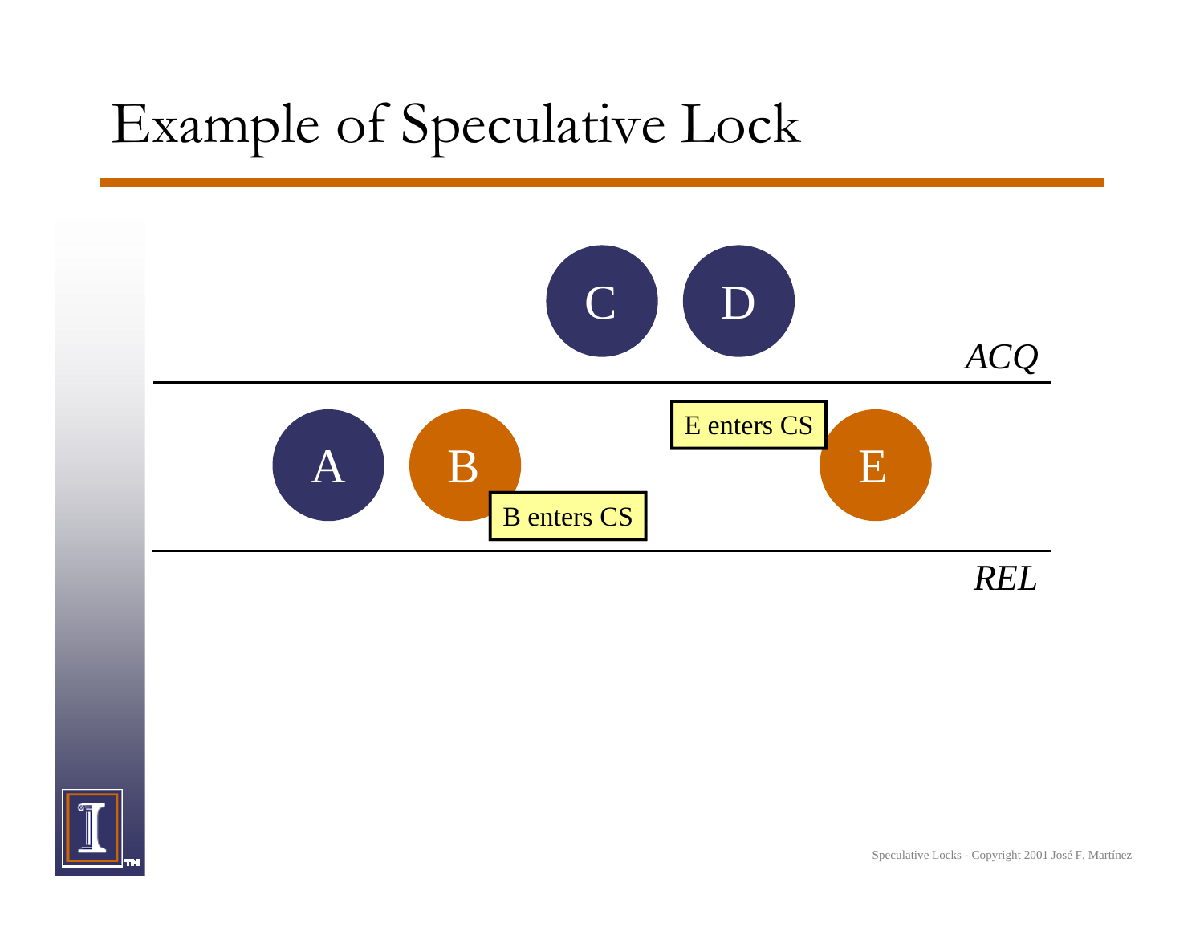# Example of Speculative Lock

C D

*ACQ*

A B E

E enters CS

B enters CS

*REL*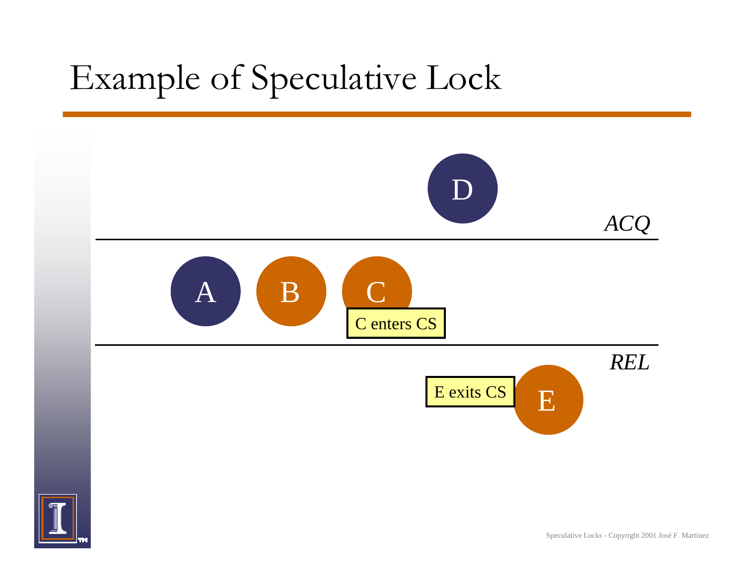# Example of Speculative Lock

D

*ACQ*

A B C

C enters CS

*REL*

E exits CS

E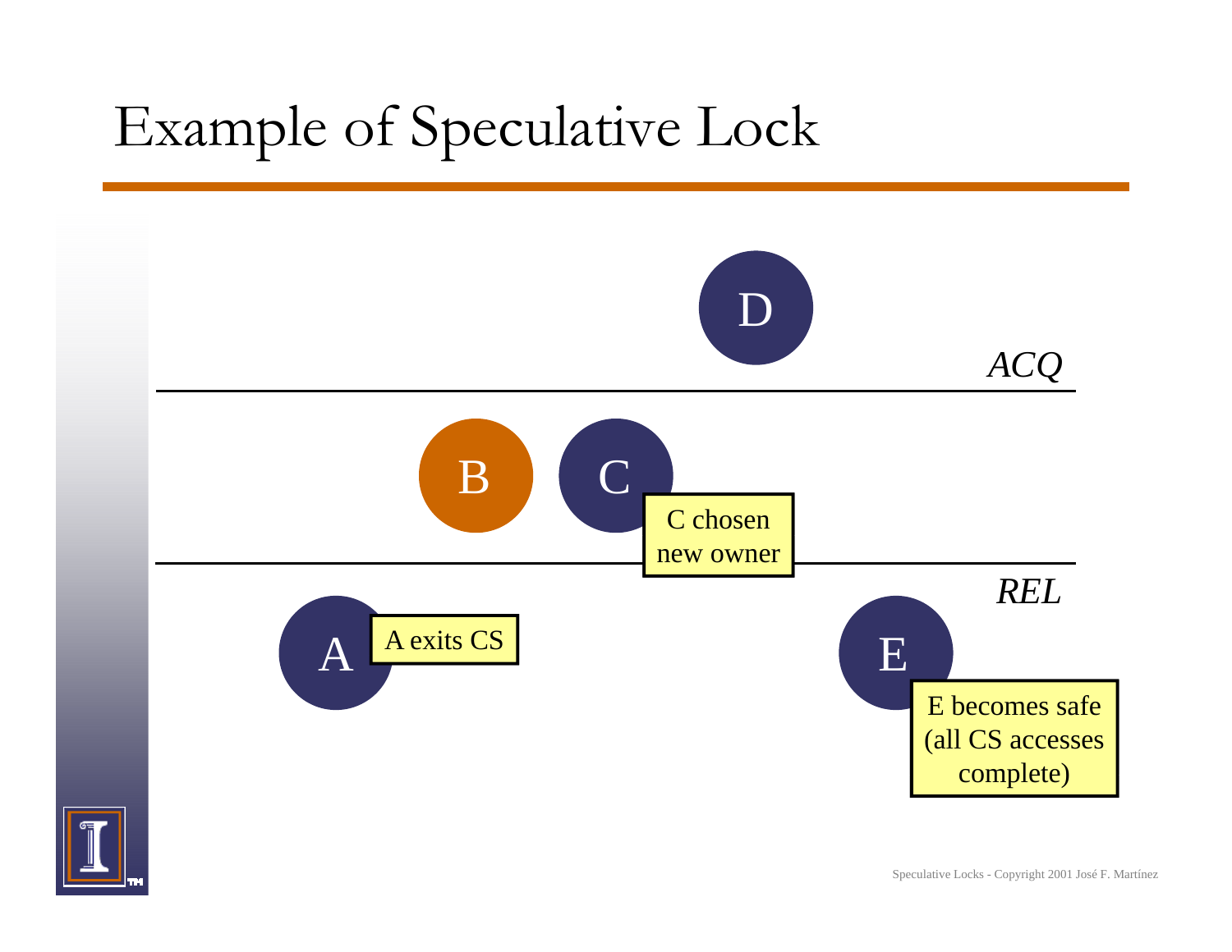# Example of Speculative Lock

D

*ACQ*

B

C

C chosen new owner

*REL*

A

A exits CS

E

E becomes safe (all CS accesses complete)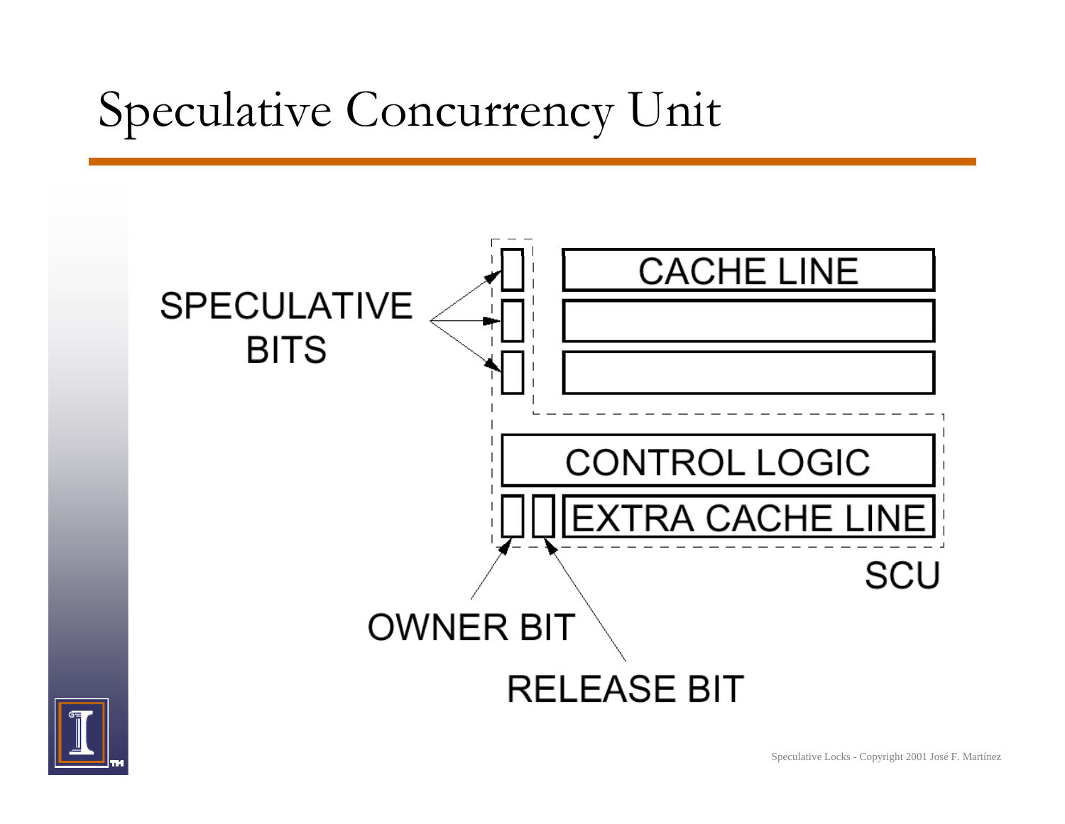# Speculative Concurrency Unit

SPECULATIVE BITS

CACHE LINE

CONTROL LOGIC

EXTRA CACHE LINE

SCU

OWNER BIT

RELEASE BIT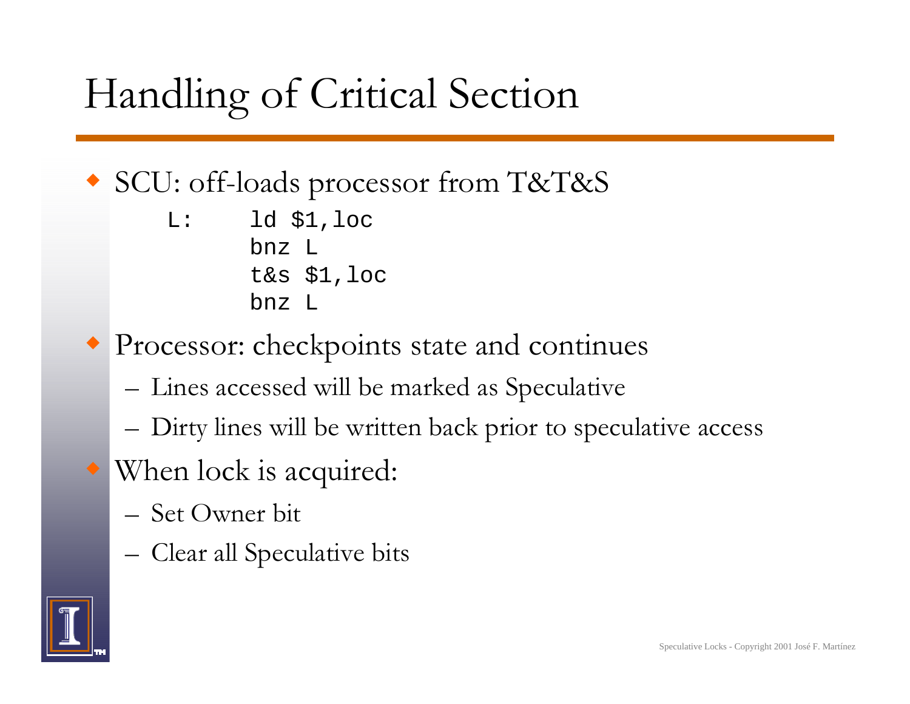# Handling of Critical Section

- SCU: off-loads processor from T&T&S

```
L:     ld $1,loc
       bnz L
       t&s $1,loc
       bnz L
```

- Processor: checkpoints state and continues
  - Lines accessed will be marked as Speculative
  - Dirty lines will be written back prior to speculative access
- When lock is acquired:
  - Set Owner bit
  - Clear all Speculative bits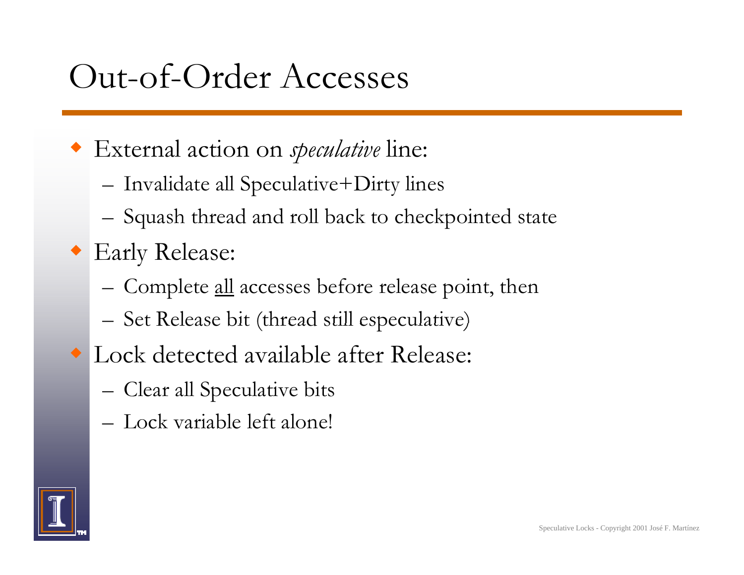# Out-of-Order Accesses

- External action on *speculative* line:
  - Invalidate all Speculative+Dirty lines
  - Squash thread and roll back to checkpointed state
- Early Release:
  - Complete <u>all</u> accesses before release point, then
  - Set Release bit (thread still especulative)
- Lock detected available after Release:
  - Clear all Speculative bits
  - Lock variable left alone!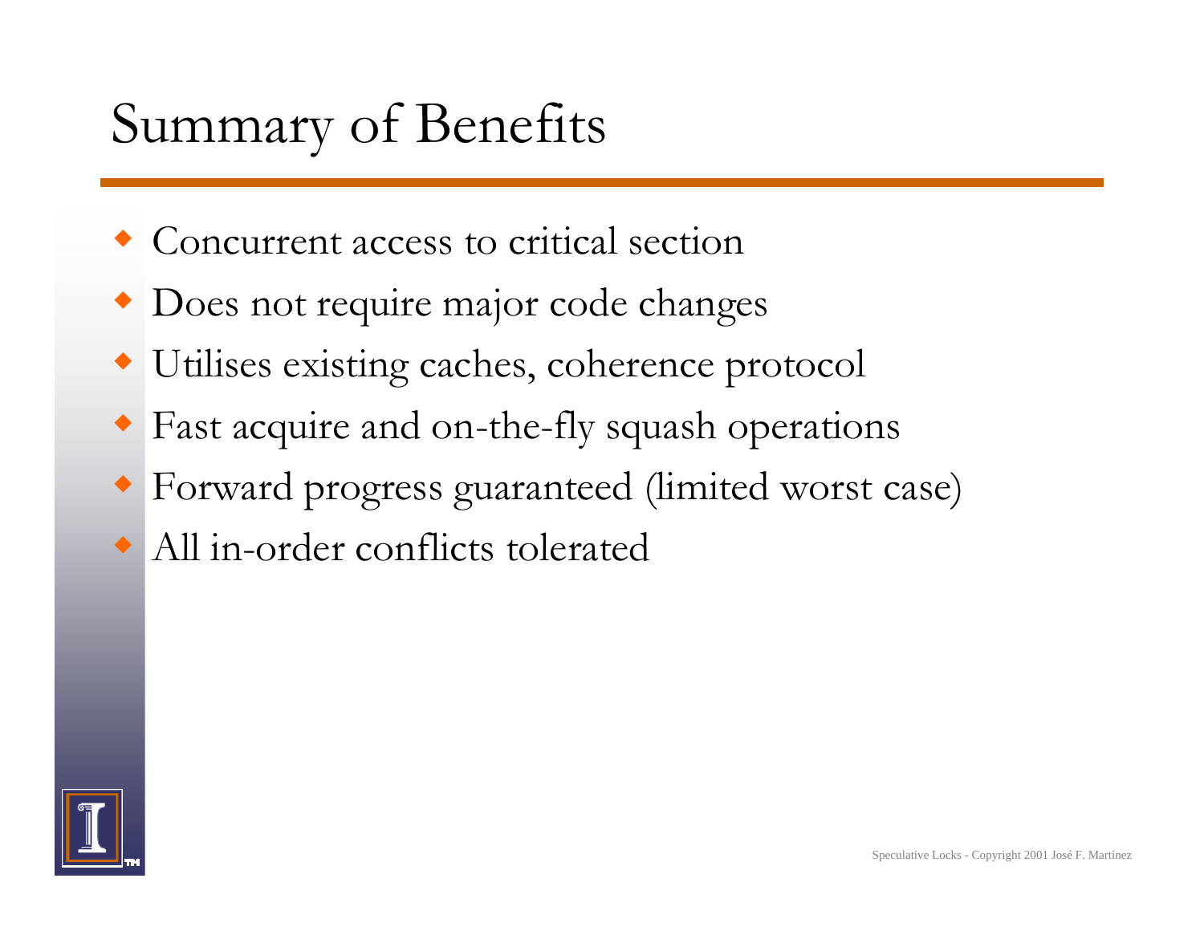# Summary of Benefits

- Concurrent access to critical section
- Does not require major code changes
- Utilises existing caches, coherence protocol
- Fast acquire and on-the-fly squash operations
- Forward progress guaranteed (limited worst case)
- All in-order conflicts tolerated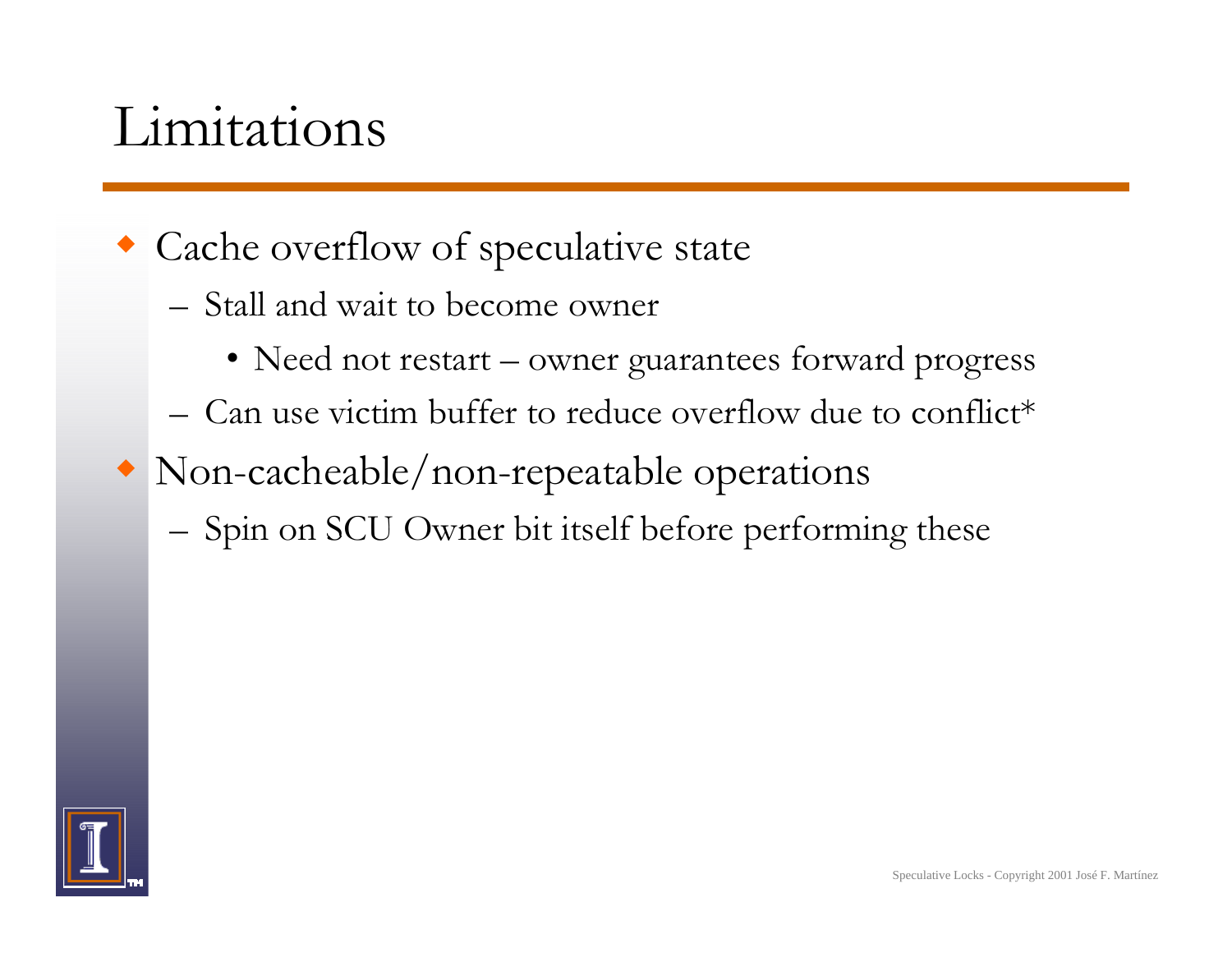# Limitations

- Cache overflow of speculative state
  - Stall and wait to become owner
    - Need not restart – owner guarantees forward progress
  - Can use victim buffer to reduce overflow due to conflict*
- Non-cacheable/non-repeatable operations
  - Spin on SCU Owner bit itself before performing these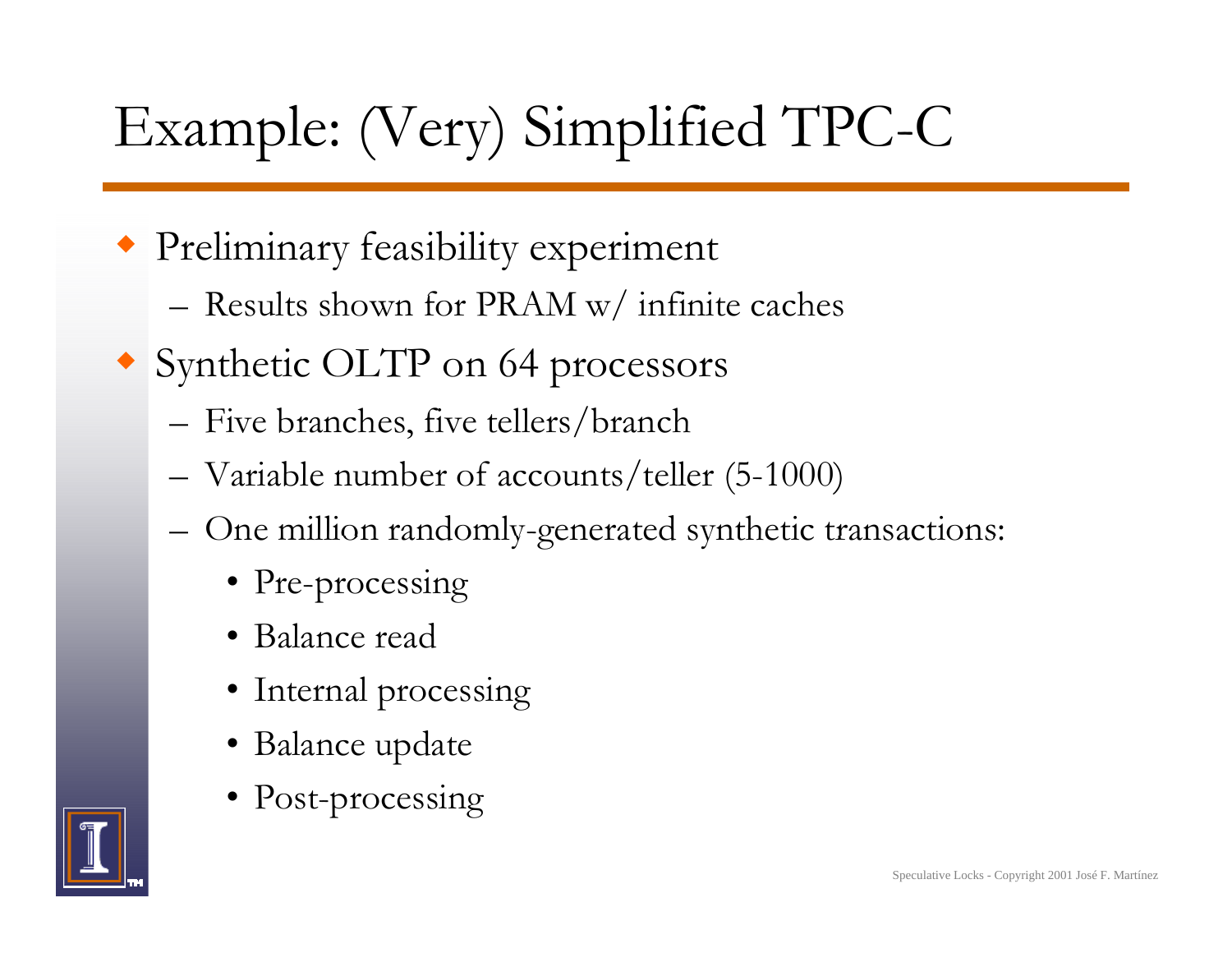# Example: (Very) Simplified TPC-C

- Preliminary feasibility experiment
  - Results shown for PRAM w/ infinite caches
- Synthetic OLTP on 64 processors
  - Five branches, five tellers/branch
  - Variable number of accounts/teller (5-1000)
  - One million randomly-generated synthetic transactions:
    - Pre-processing
    - Balance read
    - Internal processing
    - Balance update
    - Post-processing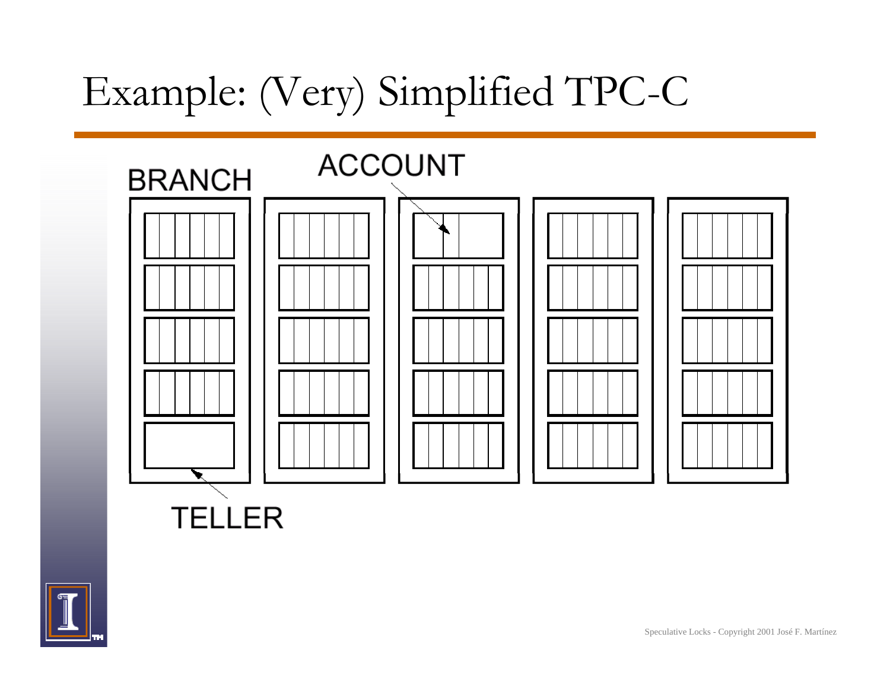# Example: (Very) Simplified TPC-C

BRANCH

ACCOUNT

TELLER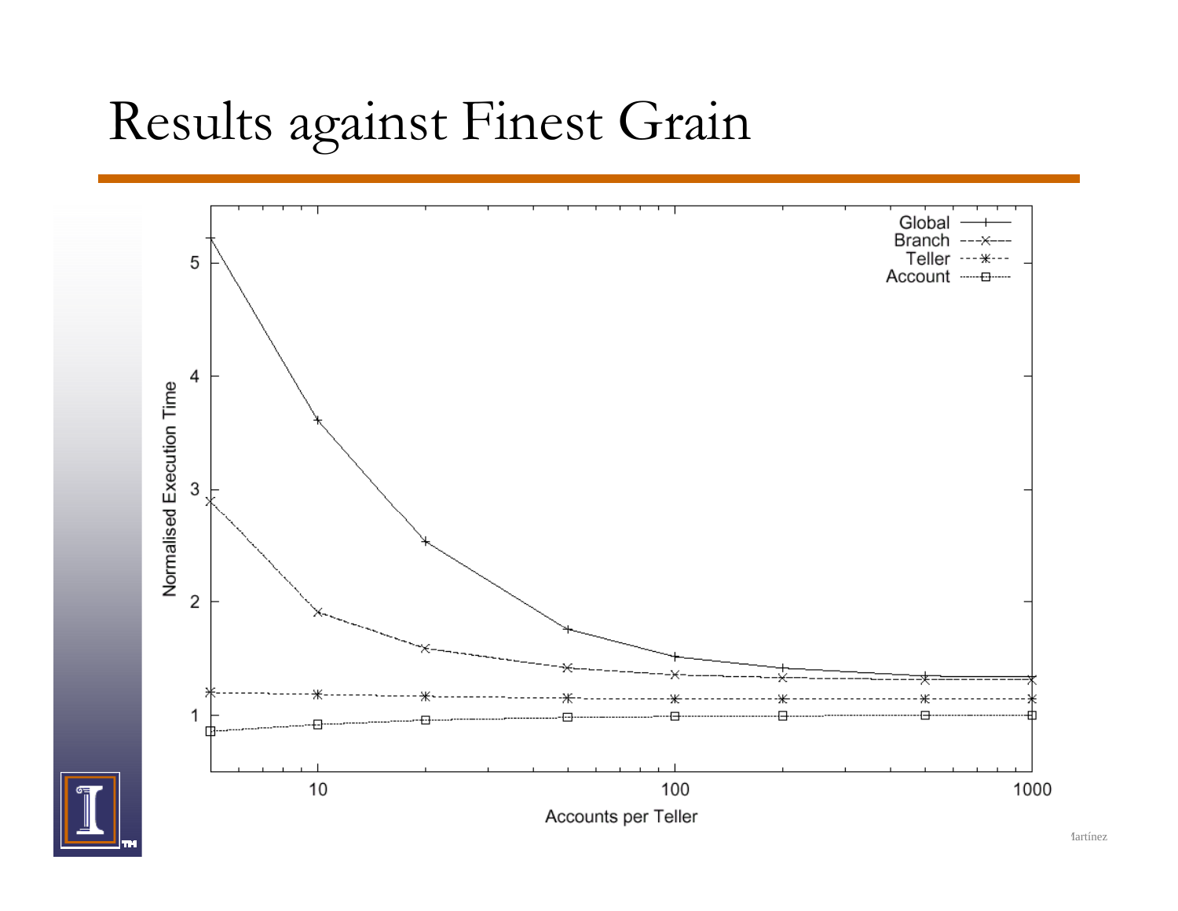# Results against Finest Grain

| Accounts per Teller | Global | Branch | Teller | Account |
|---|---|---|---|---|
| 5 | 5.22 | 2.89 | 1.20 | 0.86 |
| 10 | 3.61 | 1.91 | 1.18 | 0.92 |
| 20 | 2.54 | 1.59 | 1.16 | 0.96 |
| 50 | 1.76 | 1.42 | 1.15 | 0.98 |
| 100 | 1.52 | 1.36 | 1.14 | 0.99 |
| 200 | 1.42 | 1.33 | 1.14 | 0.99 |
| 500 | 1.35 | 1.31 | 1.14 | 1.00 |
| 1000 | 1.33 | 1.31 | 1.14 | 1.00 |

Chart values are approximate readings from a line plot of Normalised Execution Time against Accounts per Teller (log scale).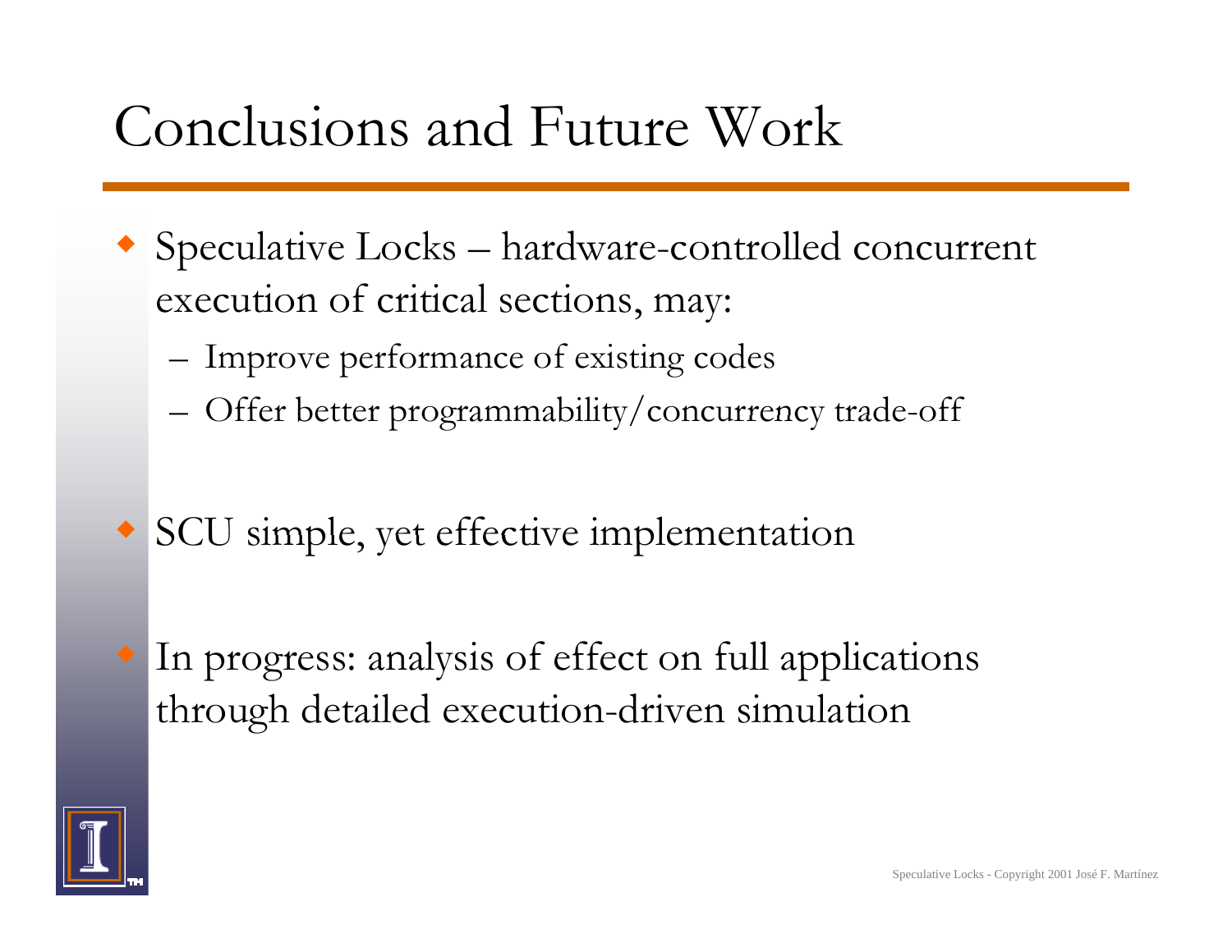# Conclusions and Future Work

- Speculative Locks – hardware-controlled concurrent execution of critical sections, may:
  - Improve performance of existing codes
  - Offer better programmability/concurrency trade-off
- SCU simple, yet effective implementation
- In progress: analysis of effect on full applications through detailed execution-driven simulation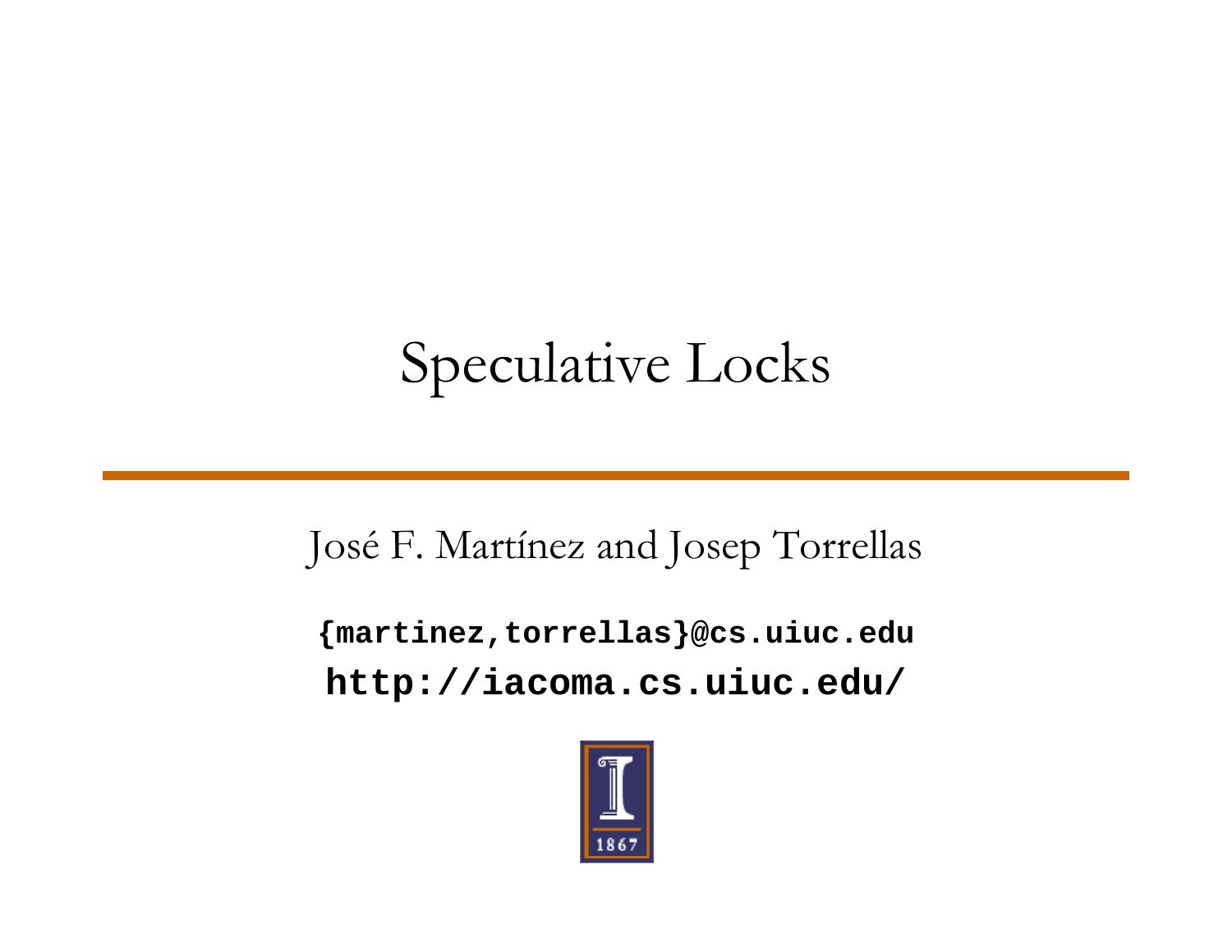# Speculative Locks

José F. Martínez and Josep Torrellas

**{martinez,torrellas}@cs.uiuc.edu**

**http://iacoma.cs.uiuc.edu/**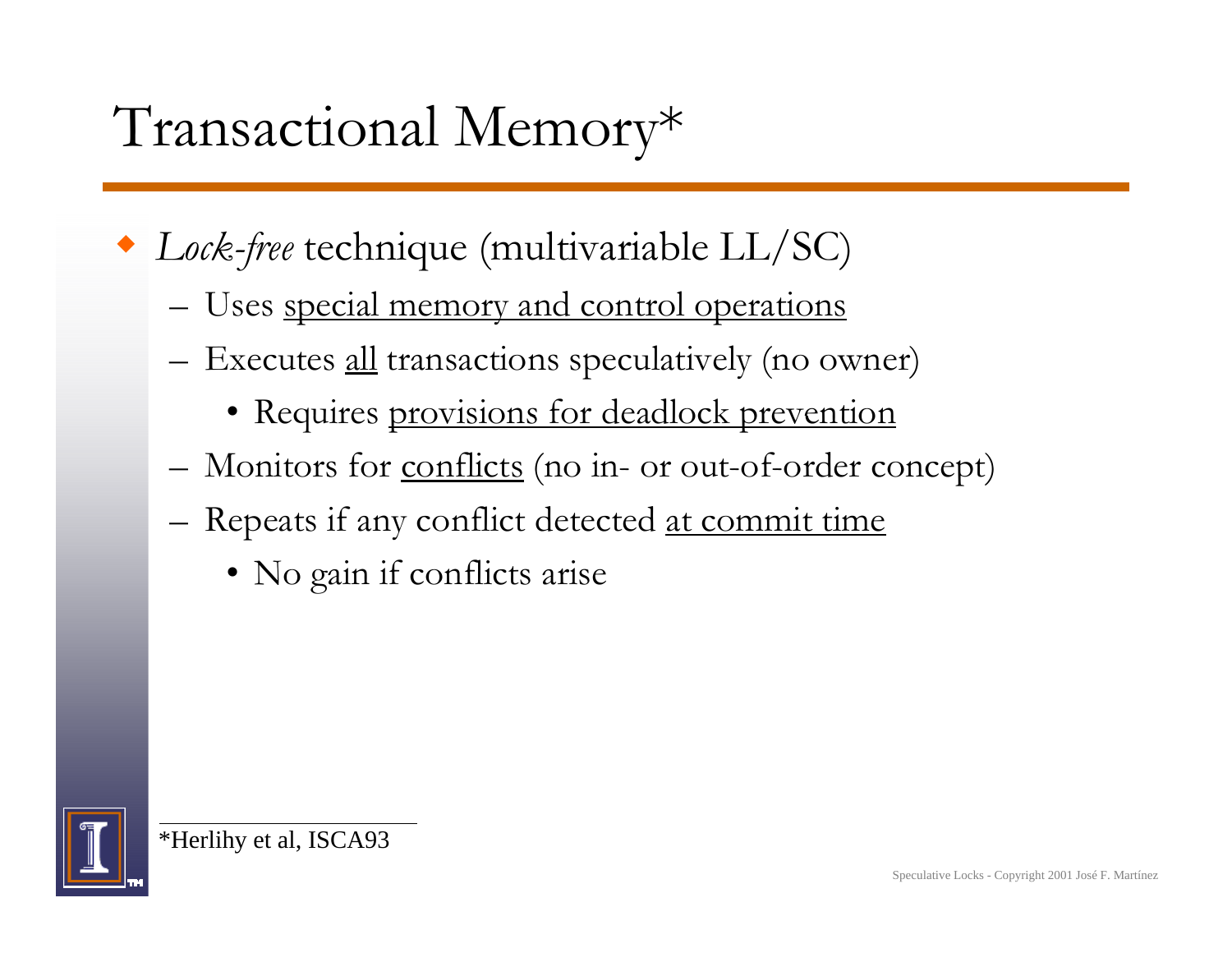# Transactional Memory*

- *Lock-free* technique (multivariable LL/SC)
  - Uses <u>special memory and control operations</u>
  - Executes <u>all</u> transactions speculatively (no owner)
    - Requires <u>provisions for deadlock prevention</u>
  - Monitors for <u>conflicts</u> (no in- or out-of-order concept)
  - Repeats if any conflict detected <u>at commit time</u>
    - No gain if conflicts arise

*Herlihy et al, ISCA93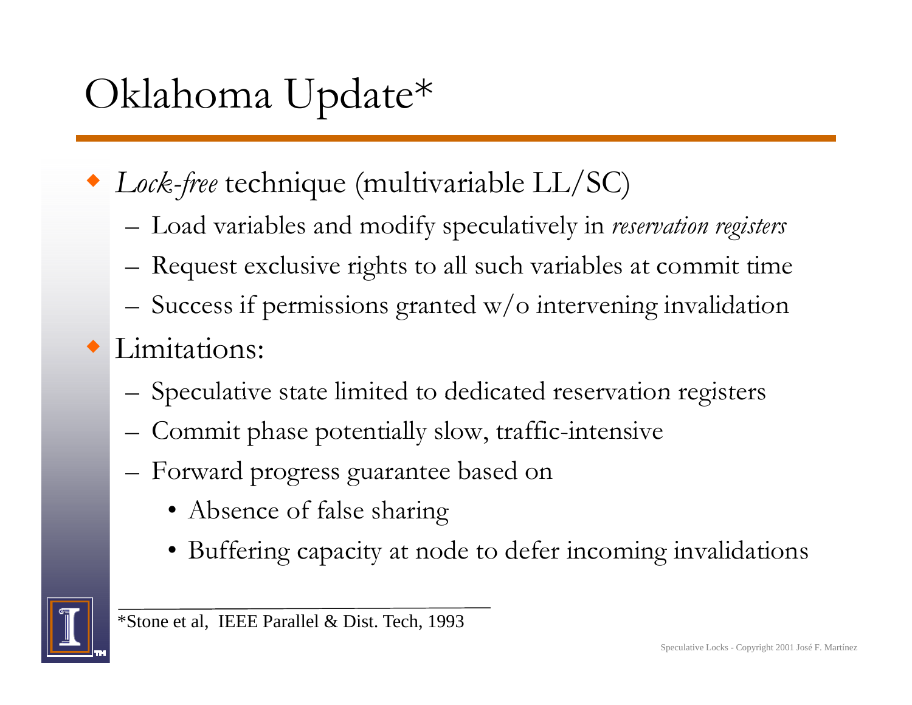# Oklahoma Update*

- *Lock-free* technique (multivariable LL/SC)
  - Load variables and modify speculatively in *reservation registers*
  - Request exclusive rights to all such variables at commit time
  - Success if permissions granted w/o intervening invalidation
- Limitations:
  - Speculative state limited to dedicated reservation registers
  - Commit phase potentially slow, traffic-intensive
  - Forward progress guarantee based on
    - Absence of false sharing
    - Buffering capacity at node to defer incoming invalidations

---

*Stone et al, IEEE Parallel & Dist. Tech, 1993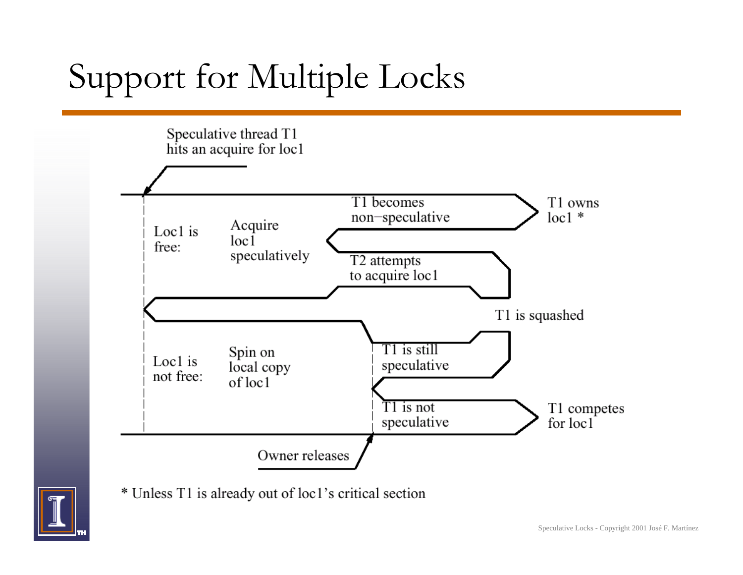# Support for Multiple Locks

Speculative thread T1 hits an acquire for loc1

Loc1 is free: Acquire loc1 speculatively

- T1 becomes non−speculative → T1 owns loc1 *
- T2 attempts to acquire loc1 → T1 is squashed

Loc1 is not free: Spin on local copy of loc1

Owner releases:

- T1 is still speculative → T1 is squashed
- T1 is not speculative → T1 competes for loc1

* Unless T1 is already out of loc1's critical section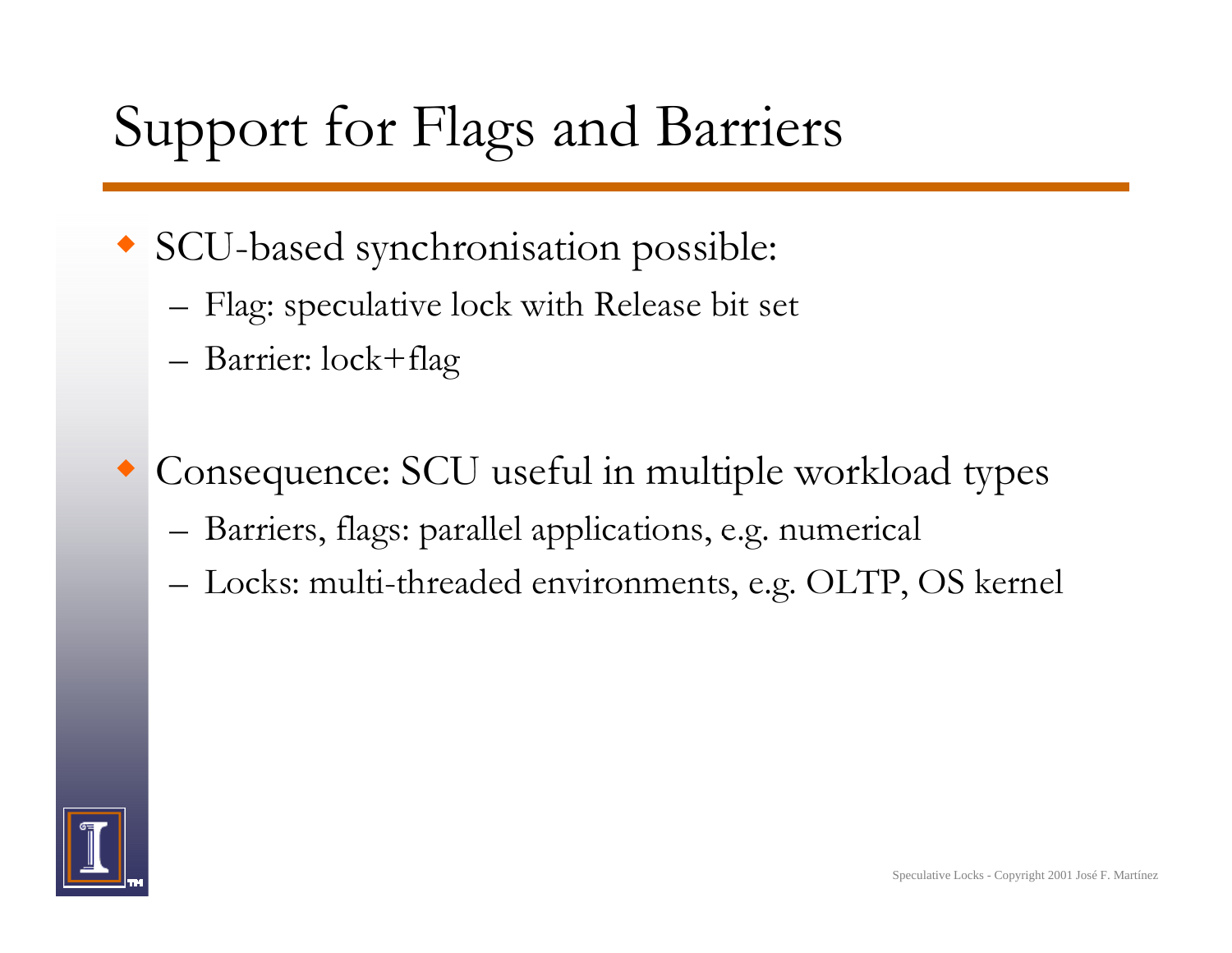# Support for Flags and Barriers

- SCU-based synchronisation possible:
  - Flag: speculative lock with Release bit set
  - Barrier: lock+flag

- Consequence: SCU useful in multiple workload types
  - Barriers, flags: parallel applications, e.g. numerical
  - Locks: multi-threaded environments, e.g. OLTP, OS kernel